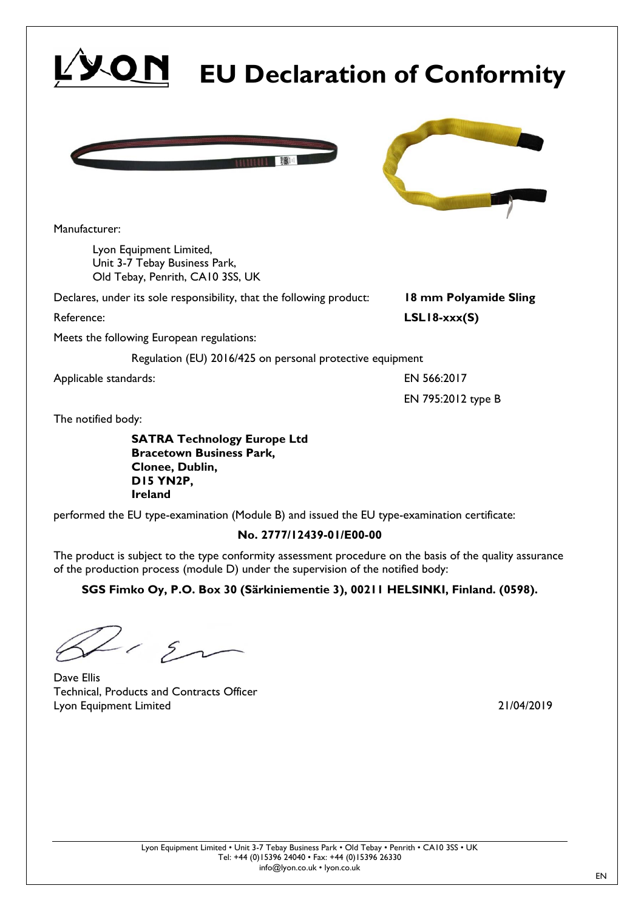# EU Declaration of Conformity

Manufacturer:

Lyon Equipment Limited,
Unit 3-7 Tebay Business Park,
Old Tebay, Penrith, CA10 3SS, UK

Declares, under its sole responsibility, that the following product: **18 mm Polyamide Sling**

Reference: **LSL18-xxx(S)**

Meets the following European regulations:

Regulation (EU) 2016/425 on personal protective equipment

Applicable standards: EN 566:2017

EN 795:2012 type B

The notified body:

**SATRA Technology Europe Ltd**
**Bracetown Business Park,**
**Clonee, Dublin,**
**D15 YN2P,**
**Ireland**

performed the EU type-examination (Module B) and issued the EU type-examination certificate:

**No. 2777/12439-01/E00-00**

The product is subject to the type conformity assessment procedure on the basis of the quality assurance of the production process (module D) under the supervision of the notified body:

**SGS Fimko Oy, P.O. Box 30 (Särkiniementie 3), 00211 HELSINKI, Finland. (0598).**

Dave Ellis
Technical, Products and Contracts Officer
Lyon Equipment Limited

21/04/2019

Lyon Equipment Limited • Unit 3-7 Tebay Business Park • Old Tebay • Penrith • CA10 3SS • UK
Tel: +44 (0)15396 24040 • Fax: +44 (0)15396 26330
info@lyon.co.uk • lyon.co.uk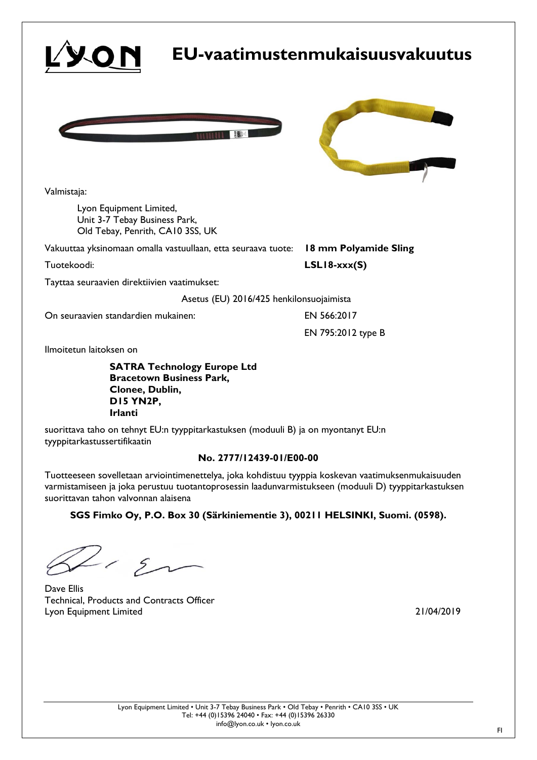# EU-vaatimustenmukaisuusvakuutus

Valmistaja:

Lyon Equipment Limited,
Unit 3-7 Tebay Business Park,
Old Tebay, Penrith, CA10 3SS, UK

Vakuuttaa yksinomaan omalla vastuullaan, etta seuraava tuote: **18 mm Polyamide Sling**

Tuotekoodi: **LSL18-xxx(S)**

Tayttaa seuraavien direktiivien vaatimukset:

Asetus (EU) 2016/425 henkilonsuojaimista

On seuraavien standardien mukainen: EN 566:2017

EN 795:2012 type B

Ilmoitetun laitoksen on

**SATRA Technology Europe Ltd**
**Bracetown Business Park,**
**Clonee, Dublin,**
**D15 YN2P,**
**Irlanti**

suorittava taho on tehnyt EU:n tyyppitarkastuksen (moduuli B) ja on myontanyt EU:n tyyppitarkastussertifikaatin

**No. 2777/12439-01/E00-00**

Tuotteeseen sovelletaan arviointimenettelya, joka kohdistuu tyyppia koskevan vaatimuksenmukaisuuden varmistamiseen ja joka perustuu tuotantoprosessin laadunvarmistukseen (moduuli D) tyyppitarkastuksen suorittavan tahon valvonnan alaisena

**SGS Fimko Oy, P.O. Box 30 (Särkiniementie 3), 00211 HELSINKI, Suomi. (0598).**

Dave Ellis
Technical, Products and Contracts Officer
Lyon Equipment Limited

21/04/2019

Lyon Equipment Limited • Unit 3-7 Tebay Business Park • Old Tebay • Penrith • CA10 3SS • UK
Tel: +44 (0)15396 24040 • Fax: +44 (0)15396 26330
info@lyon.co.uk • lyon.co.uk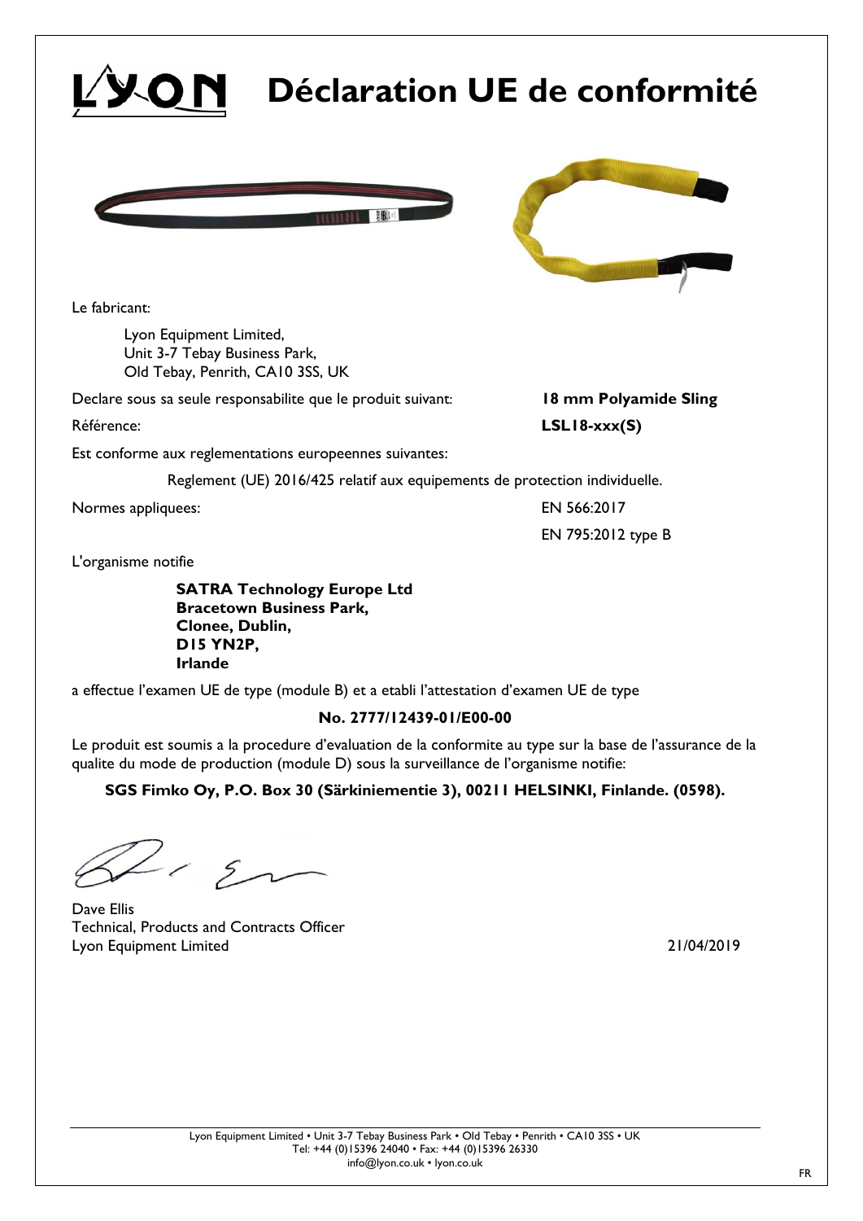# Déclaration UE de conformité

Le fabricant:

Lyon Equipment Limited,
Unit 3-7 Tebay Business Park,
Old Tebay, Penrith, CA10 3SS, UK

Declare sous sa seule responsabilite que le produit suivant: **18 mm Polyamide Sling**

Référence: **LSL18-xxx(S)**

Est conforme aux reglementations europeennes suivantes:

Reglement (UE) 2016/425 relatif aux equipements de protection individuelle.

Normes appliquees: EN 566:2017

EN 795:2012 type B

L'organisme notifie

**SATRA Technology Europe Ltd**
**Bracetown Business Park,**
**Clonee, Dublin,**
**D15 YN2P,**
**Irlande**

a effectue l'examen UE de type (module B) et a etabli l'attestation d'examen UE de type

**No. 2777/12439-01/E00-00**

Le produit est soumis a la procedure d'evaluation de la conformite au type sur la base de l'assurance de la qualite du mode de production (module D) sous la surveillance de l'organisme notifie:

**SGS Fimko Oy, P.O. Box 30 (Särkiniementie 3), 00211 HELSINKI, Finlande. (0598).**

Dave Ellis
Technical, Products and Contracts Officer
Lyon Equipment Limited

21/04/2019

Lyon Equipment Limited • Unit 3-7 Tebay Business Park • Old Tebay • Penrith • CA10 3SS • UK
Tel: +44 (0)15396 24040 • Fax: +44 (0)15396 26330
info@lyon.co.uk • lyon.co.uk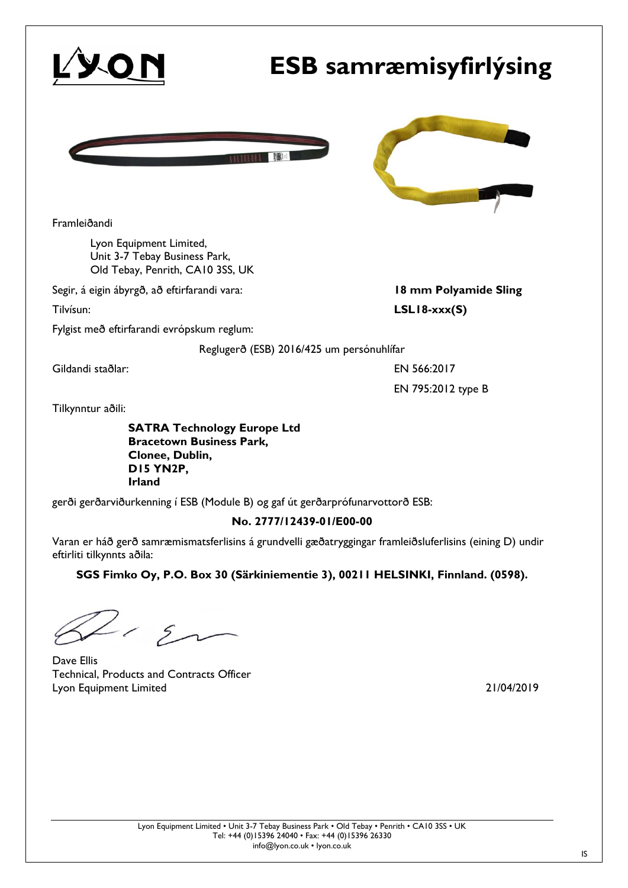# ESB samræmisyfirlýsing

Framleiðandi

Lyon Equipment Limited,
Unit 3-7 Tebay Business Park,
Old Tebay, Penrith, CA10 3SS, UK

Segir, á eigin ábyrgð, að eftirfarandi vara: **18 mm Polyamide Sling**

Tilvísun: **LSL18-xxx(S)**

Fylgist með eftirfarandi evrópskum reglum:

Reglugerð (ESB) 2016/425 um persónuhlífar

Gildandi staðlar: EN 566:2017

EN 795:2012 type B

Tilkynntur aðili:

**SATRA Technology Europe Ltd**
**Bracetown Business Park,**
**Clonee, Dublin,**
**D15 YN2P,**
**Irland**

gerði gerðarviðurkenning í ESB (Module B) og gaf út gerðarprófunarvottorð ESB:

**No. 2777/12439-01/E00-00**

Varan er háð gerð samræmismatsferlisins á grundvelli gæðatryggingar framleiðsluferlisins (eining D) undir eftirliti tilkynnts aðila:

**SGS Fimko Oy, P.O. Box 30 (Särkiniementie 3), 00211 HELSINKI, Finnland. (0598).**

Dave Ellis
Technical, Products and Contracts Officer
Lyon Equipment Limited

21/04/2019

Lyon Equipment Limited • Unit 3-7 Tebay Business Park • Old Tebay • Penrith • CA10 3SS • UK
Tel: +44 (0)15396 24040 • Fax: +44 (0)15396 26330
info@lyon.co.uk • lyon.co.uk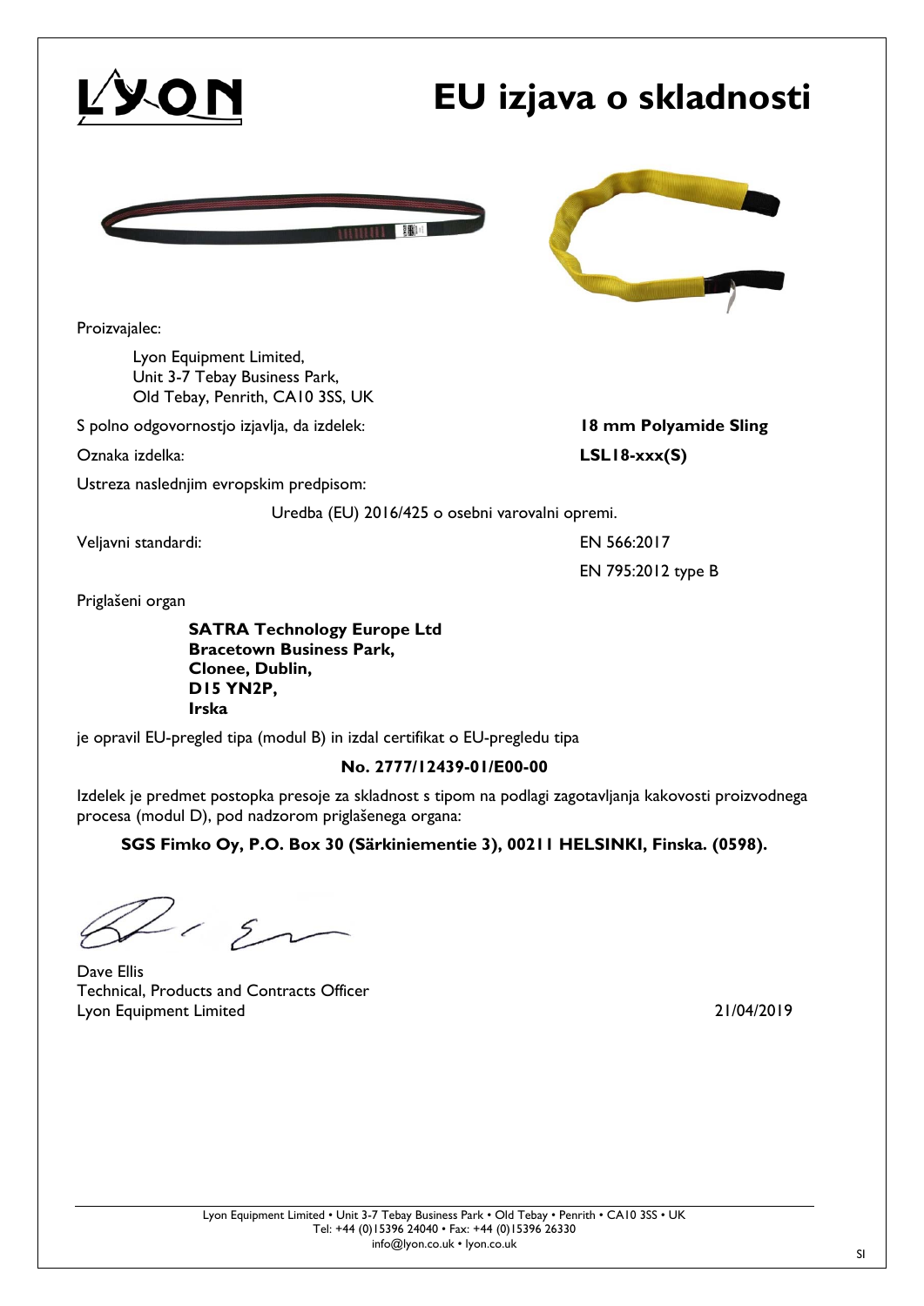LYON

# EU izjava o skladnosti

Proizvajalec:

Lyon Equipment Limited,
Unit 3-7 Tebay Business Park,
Old Tebay, Penrith, CA10 3SS, UK

S polno odgovornostjo izjavlja, da izdelek: **18 mm Polyamide Sling**

Oznaka izdelka: **LSL18-xxx(S)**

Ustreza naslednjim evropskim predpisom:

Uredba (EU) 2016/425 o osebni varovalni opremi.

Veljavni standardi: EN 566:2017

EN 795:2012 type B

Priglašeni organ

**SATRA Technology Europe Ltd**
**Bracetown Business Park,**
**Clonee, Dublin,**
**D15 YN2P,**
**Irska**

je opravil EU-pregled tipa (modul B) in izdal certifikat o EU-pregledu tipa

**No. 2777/12439-01/E00-00**

Izdelek je predmet postopka presoje za skladnost s tipom na podlagi zagotavljanja kakovosti proizvodnega procesa (modul D), pod nadzorom priglašenega organa:

**SGS Fimko Oy, P.O. Box 30 (Särkiniementie 3), 00211 HELSINKI, Finska. (0598).**

Dave Ellis
Technical, Products and Contracts Officer
Lyon Equipment Limited

21/04/2019

Lyon Equipment Limited • Unit 3-7 Tebay Business Park • Old Tebay • Penrith • CA10 3SS • UK
Tel: +44 (0)15396 24040 • Fax: +44 (0)15396 26330
info@lyon.co.uk • lyon.co.uk